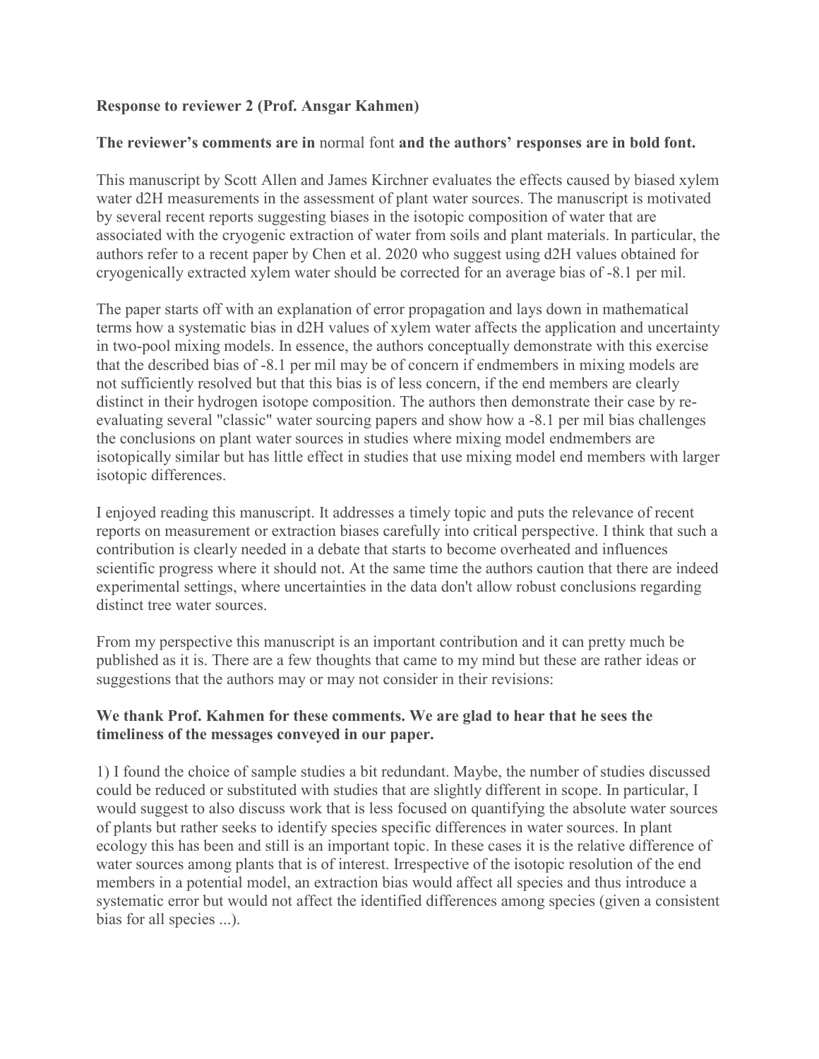**Response to reviewer 2 (Prof. Ansgar Kahmen)**

**The reviewer's comments are in** normal font **and the authors' responses are in bold font.**

This manuscript by Scott Allen and James Kirchner evaluates the effects caused by biased xylem water d2H measurements in the assessment of plant water sources. The manuscript is motivated by several recent reports suggesting biases in the isotopic composition of water that are associated with the cryogenic extraction of water from soils and plant materials. In particular, the authors refer to a recent paper by Chen et al. 2020 who suggest using d2H values obtained for cryogenically extracted xylem water should be corrected for an average bias of -8.1 per mil.

The paper starts off with an explanation of error propagation and lays down in mathematical terms how a systematic bias in d2H values of xylem water affects the application and uncertainty in two-pool mixing models. In essence, the authors conceptually demonstrate with this exercise that the described bias of -8.1 per mil may be of concern if endmembers in mixing models are not sufficiently resolved but that this bias is of less concern, if the end members are clearly distinct in their hydrogen isotope composition. The authors then demonstrate their case by re-evaluating several "classic" water sourcing papers and show how a -8.1 per mil bias challenges the conclusions on plant water sources in studies where mixing model endmembers are isotopically similar but has little effect in studies that use mixing model end members with larger isotopic differences.

I enjoyed reading this manuscript. It addresses a timely topic and puts the relevance of recent reports on measurement or extraction biases carefully into critical perspective. I think that such a contribution is clearly needed in a debate that starts to become overheated and influences scientific progress where it should not. At the same time the authors caution that there are indeed experimental settings, where uncertainties in the data don't allow robust conclusions regarding distinct tree water sources.

From my perspective this manuscript is an important contribution and it can pretty much be published as it is. There are a few thoughts that came to my mind but these are rather ideas or suggestions that the authors may or may not consider in their revisions:

**We thank Prof. Kahmen for these comments. We are glad to hear that he sees the timeliness of the messages conveyed in our paper.**

1) I found the choice of sample studies a bit redundant. Maybe, the number of studies discussed could be reduced or substituted with studies that are slightly different in scope. In particular, I would suggest to also discuss work that is less focused on quantifying the absolute water sources of plants but rather seeks to identify species specific differences in water sources. In plant ecology this has been and still is an important topic. In these cases it is the relative difference of water sources among plants that is of interest. Irrespective of the isotopic resolution of the end members in a potential model, an extraction bias would affect all species and thus introduce a systematic error but would not affect the identified differences among species (given a consistent bias for all species ...).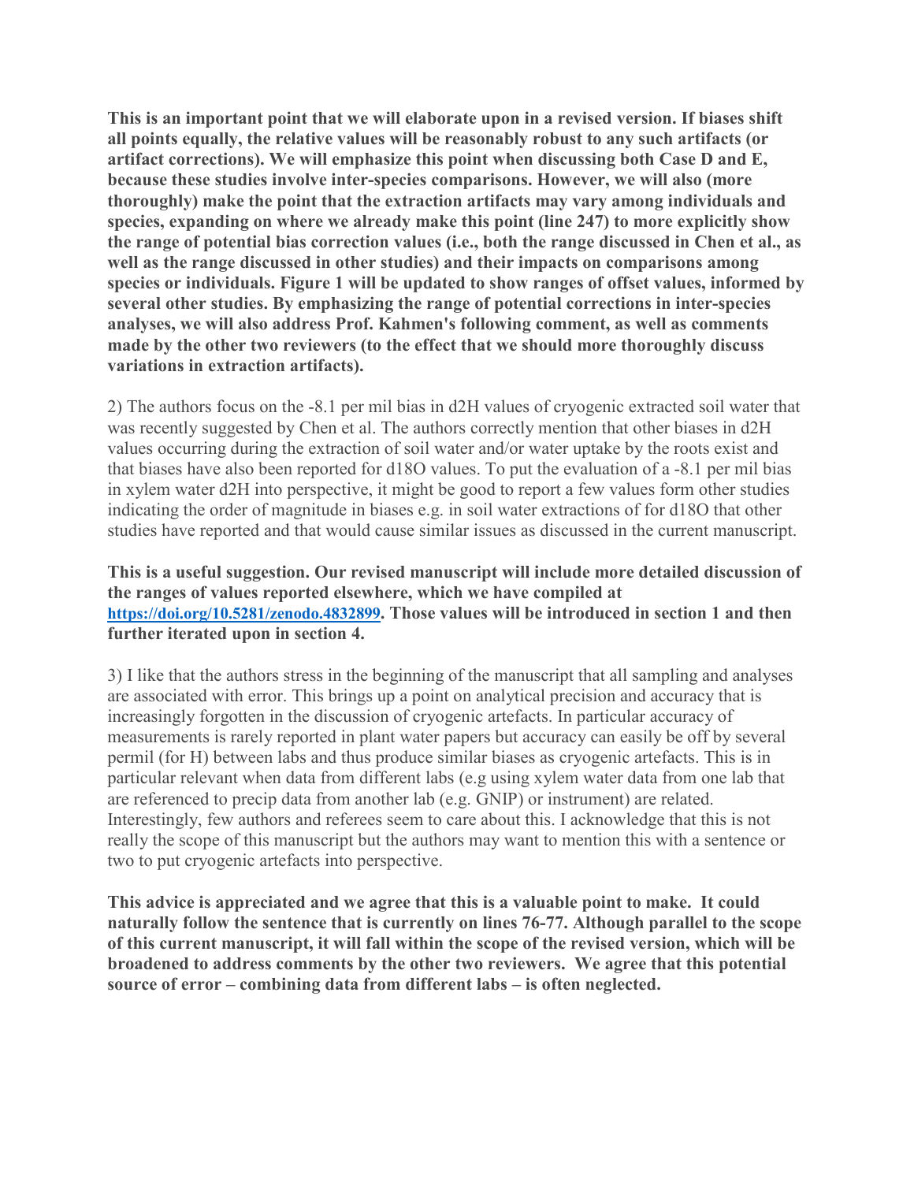**This is an important point that we will elaborate upon in a revised version. If biases shift all points equally, the relative values will be reasonably robust to any such artifacts (or artifact corrections). We will emphasize this point when discussing both Case D and E, because these studies involve inter-species comparisons. However, we will also (more thoroughly) make the point that the extraction artifacts may vary among individuals and species, expanding on where we already make this point (line 247) to more explicitly show the range of potential bias correction values (i.e., both the range discussed in Chen et al., as well as the range discussed in other studies) and their impacts on comparisons among species or individuals. Figure 1 will be updated to show ranges of offset values, informed by several other studies. By emphasizing the range of potential corrections in inter-species analyses, we will also address Prof. Kahmen's following comment, as well as comments made by the other two reviewers (to the effect that we should more thoroughly discuss variations in extraction artifacts).**

2) The authors focus on the -8.1 per mil bias in d2H values of cryogenic extracted soil water that was recently suggested by Chen et al. The authors correctly mention that other biases in d2H values occurring during the extraction of soil water and/or water uptake by the roots exist and that biases have also been reported for d18O values. To put the evaluation of a -8.1 per mil bias in xylem water d2H into perspective, it might be good to report a few values form other studies indicating the order of magnitude in biases e.g. in soil water extractions of for d18O that other studies have reported and that would cause similar issues as discussed in the current manuscript.

**This is a useful suggestion. Our revised manuscript will include more detailed discussion of the ranges of values reported elsewhere, which we have compiled at [https://doi.org/10.5281/zenodo.4832899](https://doi.org/10.5281/zenodo.4832899). Those values will be introduced in section 1 and then further iterated upon in section 4.**

3) I like that the authors stress in the beginning of the manuscript that all sampling and analyses are associated with error. This brings up a point on analytical precision and accuracy that is increasingly forgotten in the discussion of cryogenic artefacts. In particular accuracy of measurements is rarely reported in plant water papers but accuracy can easily be off by several permil (for H) between labs and thus produce similar biases as cryogenic artefacts. This is in particular relevant when data from different labs (e.g using xylem water data from one lab that are referenced to precip data from another lab (e.g. GNIP) or instrument) are related. Interestingly, few authors and referees seem to care about this. I acknowledge that this is not really the scope of this manuscript but the authors may want to mention this with a sentence or two to put cryogenic artefacts into perspective.

**This advice is appreciated and we agree that this is a valuable point to make. It could naturally follow the sentence that is currently on lines 76-77. Although parallel to the scope of this current manuscript, it will fall within the scope of the revised version, which will be broadened to address comments by the other two reviewers. We agree that this potential source of error – combining data from different labs – is often neglected.**